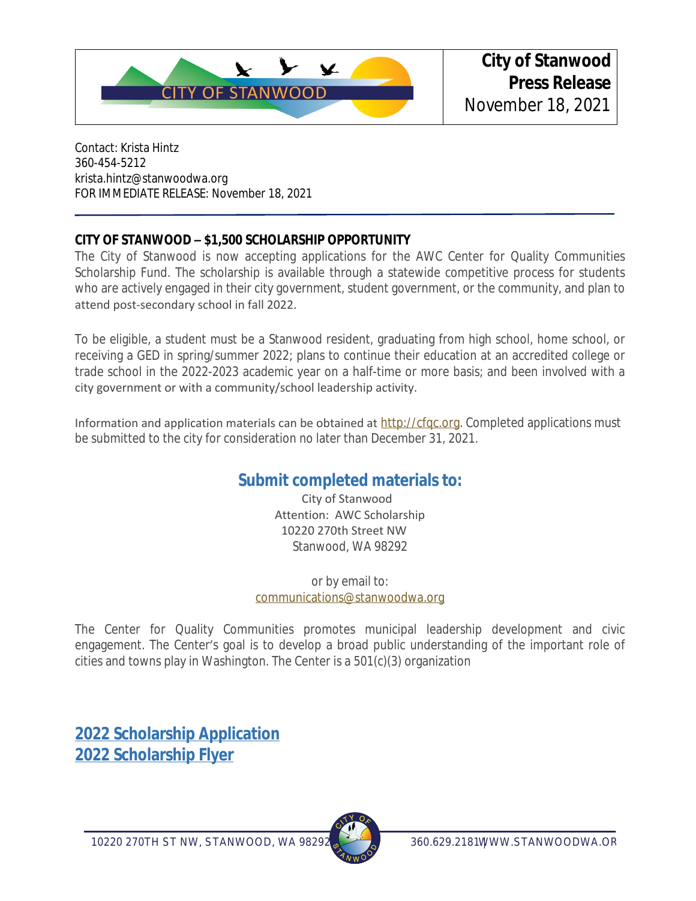**City of Stanwood**
**Press Release**
November 18, 2021

Contact: Krista Hintz
360-454-5212
krista.hintz@stanwoodwa.org
FOR IMMEDIATE RELEASE: November 18, 2021

## CITY OF STANWOOD – $1,500 SCHOLARSHIP OPPORTUNITY

The City of Stanwood is now accepting applications for the AWC Center for Quality Communities Scholarship Fund. The scholarship is available through a statewide competitive process for students who are actively engaged in their city government, student government, or the community, and plan to attend post-secondary school in fall 2022.

To be eligible, a student must be a Stanwood resident, graduating from high school, home school, or receiving a GED in spring/summer 2022; plans to continue their education at an accredited college or trade school in the 2022-2023 academic year on a half-time or more basis; and been involved with a city government or with a community/school leadership activity.

Information and application materials can be obtained at http://cfqc.org. Completed applications must be submitted to the city for consideration no later than December 31, 2021.

## Submit completed materials to:

City of Stanwood
Attention: AWC Scholarship
10220 270th Street NW
Stanwood, WA 98292

or by email to:
communications@stanwoodwa.org

The Center for Quality Communities promotes municipal leadership development and civic engagement. The Center's goal is to develop a broad public understanding of the important role of cities and towns play in Washington. The Center is a 501(c)(3) organization

**2022 Scholarship Application**
**2022 Scholarship Flyer**